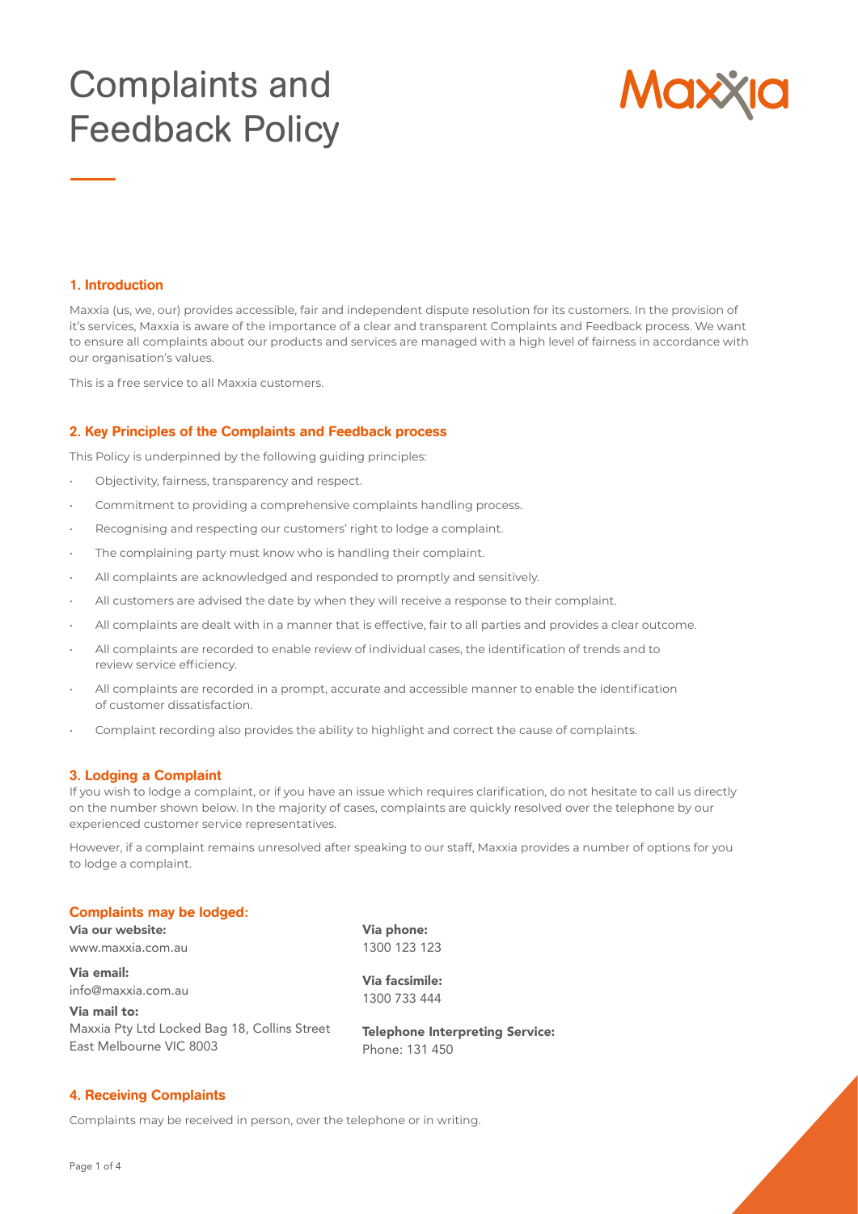# Complaints and Feedback Policy

## 1. Introduction

Maxxia (us, we, our) provides accessible, fair and independent dispute resolution for its customers. In the provision of it's services, Maxxia is aware of the importance of a clear and transparent Complaints and Feedback process. We want to ensure all complaints about our products and services are managed with a high level of fairness in accordance with our organisation's values.

This is a free service to all Maxxia customers.

## 2. Key Principles of the Complaints and Feedback process

This Policy is underpinned by the following guiding principles:

- Objectivity, fairness, transparency and respect.
- Commitment to providing a comprehensive complaints handling process.
- Recognising and respecting our customers' right to lodge a complaint.
- The complaining party must know who is handling their complaint.
- All complaints are acknowledged and responded to promptly and sensitively.
- All customers are advised the date by when they will receive a response to their complaint.
- All complaints are dealt with in a manner that is effective, fair to all parties and provides a clear outcome.
- All complaints are recorded to enable review of individual cases, the identification of trends and to review service efficiency.
- All complaints are recorded in a prompt, accurate and accessible manner to enable the identification of customer dissatisfaction.
- Complaint recording also provides the ability to highlight and correct the cause of complaints.

## 3. Lodging a Complaint

If you wish to lodge a complaint, or if you have an issue which requires clarification, do not hesitate to call us directly on the number shown below. In the majority of cases, complaints are quickly resolved over the telephone by our experienced customer service representatives.

However, if a complaint remains unresolved after speaking to our staff, Maxxia provides a number of options for you to lodge a complaint.

### Complaints may be lodged:

**Via our website:**
www.maxxia.com.au

**Via email:**
info@maxxia.com.au

**Via mail to:**
Maxxia Pty Ltd Locked Bag 18, Collins Street
East Melbourne VIC 8003

**Via phone:**
1300 123 123

**Via facsimile:**
1300 733 444

**Telephone Interpreting Service:**
Phone: 131 450

## 4. Receiving Complaints

Complaints may be received in person, over the telephone or in writing.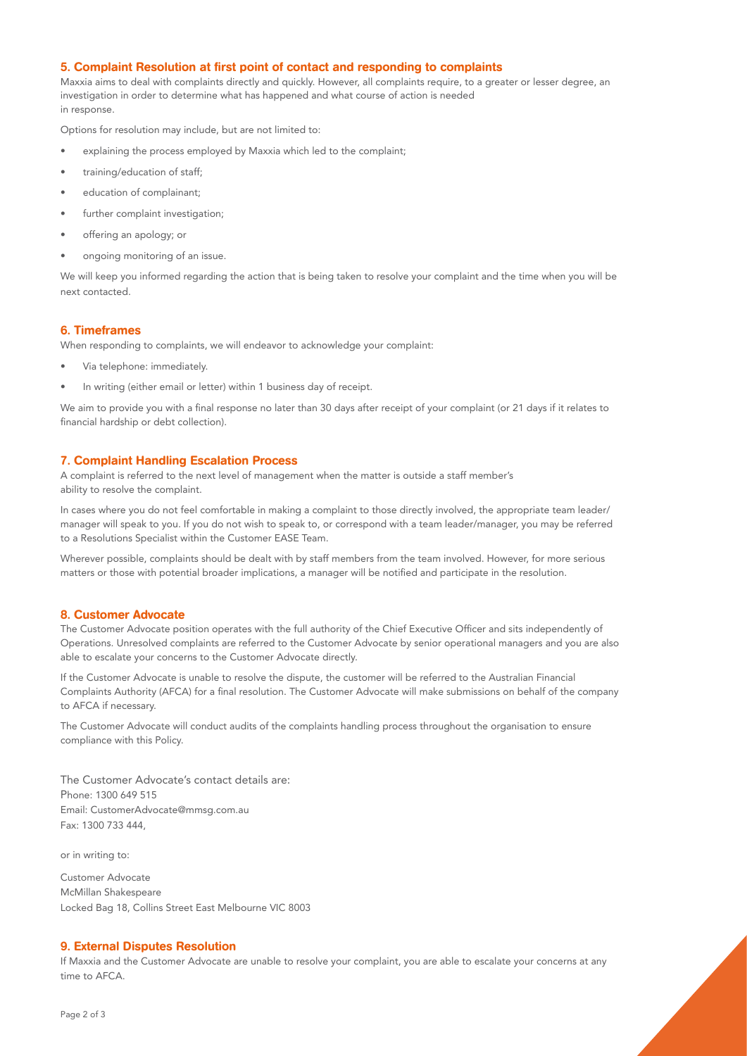## 5. Complaint Resolution at first point of contact and responding to complaints

Maxxia aims to deal with complaints directly and quickly. However, all complaints require, to a greater or lesser degree, an investigation in order to determine what has happened and what course of action is needed in response.

Options for resolution may include, but are not limited to:

- explaining the process employed by Maxxia which led to the complaint;
- training/education of staff;
- education of complainant;
- further complaint investigation;
- offering an apology; or
- ongoing monitoring of an issue.

We will keep you informed regarding the action that is being taken to resolve your complaint and the time when you will be next contacted.

## 6. Timeframes

When responding to complaints, we will endeavor to acknowledge your complaint:

- Via telephone: immediately.
- In writing (either email or letter) within 1 business day of receipt.

We aim to provide you with a final response no later than 30 days after receipt of your complaint (or 21 days if it relates to financial hardship or debt collection).

## 7. Complaint Handling Escalation Process

A complaint is referred to the next level of management when the matter is outside a staff member's ability to resolve the complaint.

In cases where you do not feel comfortable in making a complaint to those directly involved, the appropriate team leader/ manager will speak to you. If you do not wish to speak to, or correspond with a team leader/manager, you may be referred to a Resolutions Specialist within the Customer EASE Team.

Wherever possible, complaints should be dealt with by staff members from the team involved. However, for more serious matters or those with potential broader implications, a manager will be notified and participate in the resolution.

## 8. Customer Advocate

The Customer Advocate position operates with the full authority of the Chief Executive Officer and sits independently of Operations. Unresolved complaints are referred to the Customer Advocate by senior operational managers and you are also able to escalate your concerns to the Customer Advocate directly.

If the Customer Advocate is unable to resolve the dispute, the customer will be referred to the Australian Financial Complaints Authority (AFCA) for a final resolution. The Customer Advocate will make submissions on behalf of the company to AFCA if necessary.

The Customer Advocate will conduct audits of the complaints handling process throughout the organisation to ensure compliance with this Policy.

The Customer Advocate's contact details are:
Phone: 1300 649 515
Email: CustomerAdvocate@mmsg.com.au
Fax: 1300 733 444,

or in writing to:

Customer Advocate
McMillan Shakespeare
Locked Bag 18, Collins Street East Melbourne VIC 8003

## 9. External Disputes Resolution

If Maxxia and the Customer Advocate are unable to resolve your complaint, you are able to escalate your concerns at any time to AFCA.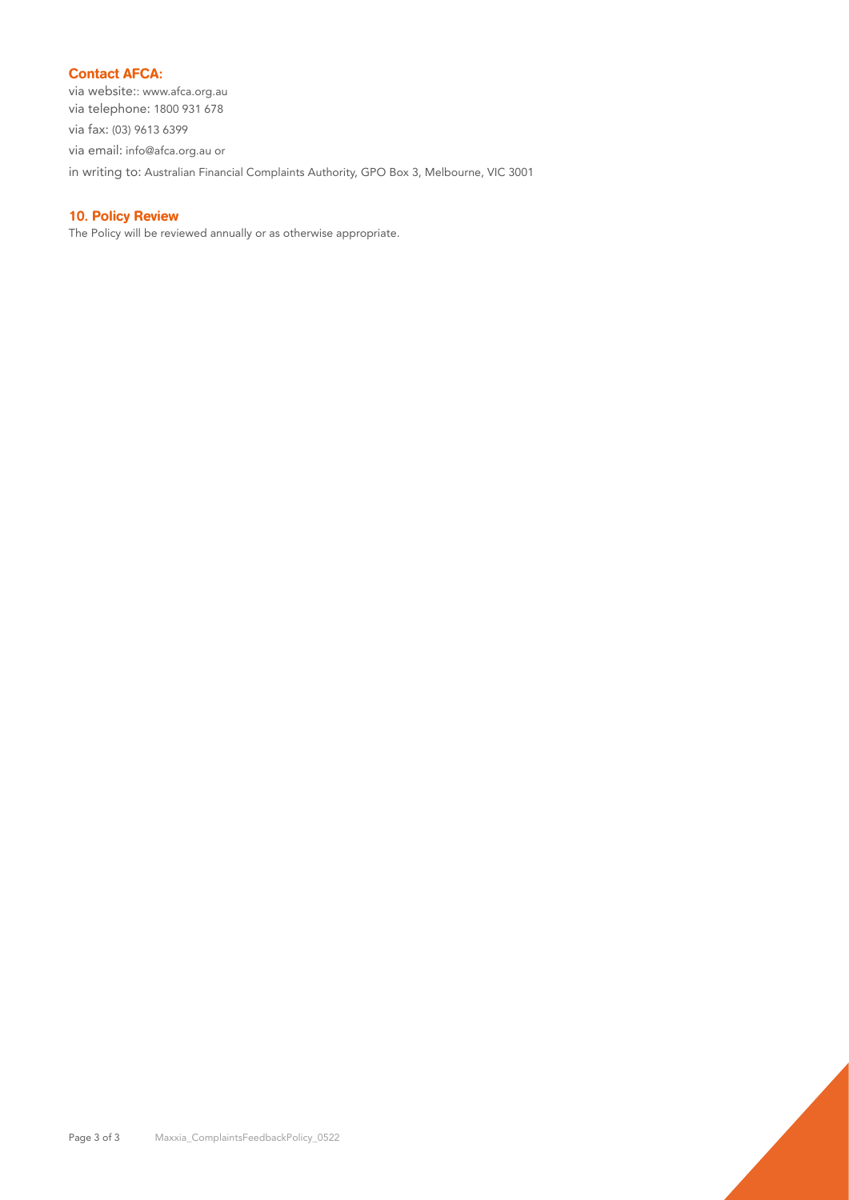**Contact AFCA:**

via website:: www.afca.org.au
via telephone: 1800 931 678
via fax: (03) 9613 6399
via email: info@afca.org.au or
in writing to: Australian Financial Complaints Authority, GPO Box 3, Melbourne, VIC 3001

## 10. Policy Review

The Policy will be reviewed annually or as otherwise appropriate.